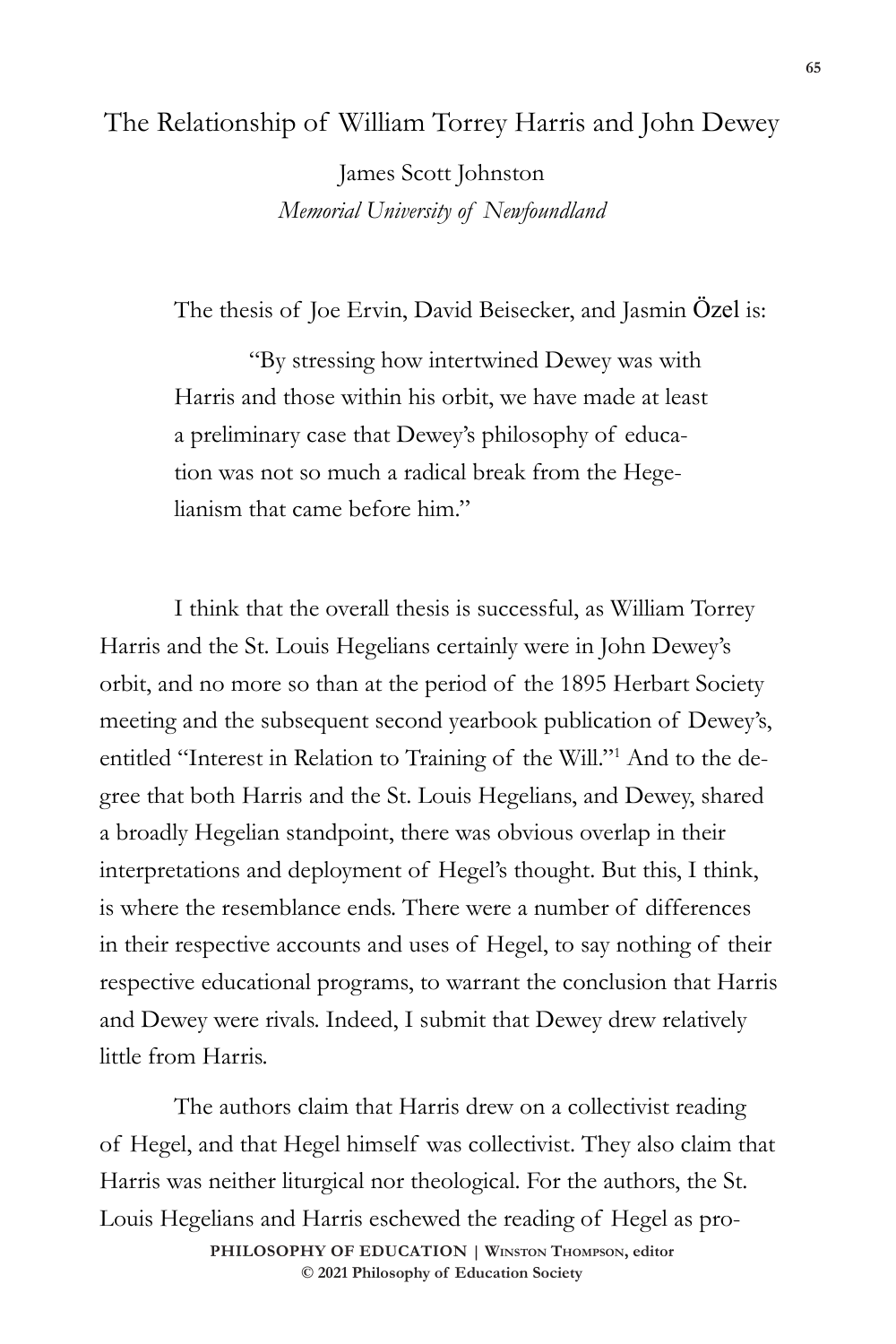# The Relationship of William Torrey Harris and John Dewey

James Scott Johnston
*Memorial University of Newfoundland*

The thesis of Joe Ervin, David Beisecker, and Jasmin Özel is:

> "By stressing how intertwined Dewey was with Harris and those within his orbit, we have made at least a preliminary case that Dewey's philosophy of education was not so much a radical break from the Hegelianism that came before him."

I think that the overall thesis is successful, as William Torrey Harris and the St. Louis Hegelians certainly were in John Dewey's orbit, and no more so than at the period of the 1895 Herbart Society meeting and the subsequent second yearbook publication of Dewey's, entitled "Interest in Relation to Training of the Will."[1] And to the degree that both Harris and the St. Louis Hegelians, and Dewey, shared a broadly Hegelian standpoint, there was obvious overlap in their interpretations and deployment of Hegel's thought. But this, I think, is where the resemblance ends. There were a number of differences in their respective accounts and uses of Hegel, to say nothing of their respective educational programs, to warrant the conclusion that Harris and Dewey were rivals. Indeed, I submit that Dewey drew relatively little from Harris.

The authors claim that Harris drew on a collectivist reading of Hegel, and that Hegel himself was collectivist. They also claim that Harris was neither liturgical nor theological. For the authors, the St. Louis Hegelians and Harris eschewed the reading of Hegel as pro-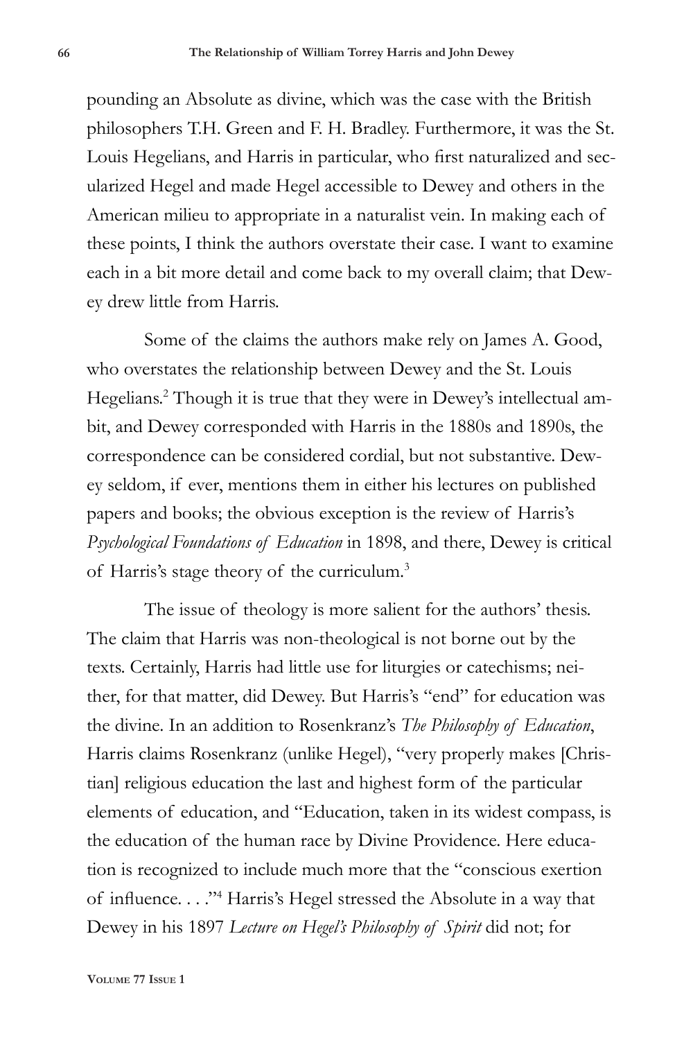pounding an Absolute as divine, which was the case with the British philosophers T.H. Green and F. H. Bradley. Furthermore, it was the St. Louis Hegelians, and Harris in particular, who first naturalized and secularized Hegel and made Hegel accessible to Dewey and others in the American milieu to appropriate in a naturalist vein. In making each of these points, I think the authors overstate their case. I want to examine each in a bit more detail and come back to my overall claim; that Dewey drew little from Harris.

Some of the claims the authors make rely on James A. Good, who overstates the relationship between Dewey and the St. Louis Hegelians.[2] Though it is true that they were in Dewey's intellectual ambit, and Dewey corresponded with Harris in the 1880s and 1890s, the correspondence can be considered cordial, but not substantive. Dewey seldom, if ever, mentions them in either his lectures on published papers and books; the obvious exception is the review of Harris's *Psychological Foundations of Education* in 1898, and there, Dewey is critical of Harris's stage theory of the curriculum.[3]

The issue of theology is more salient for the authors' thesis. The claim that Harris was non-theological is not borne out by the texts. Certainly, Harris had little use for liturgies or catechisms; neither, for that matter, did Dewey. But Harris's "end" for education was the divine. In an addition to Rosenkranz's *The Philosophy of Education*, Harris claims Rosenkranz (unlike Hegel), "very properly makes [Christian] religious education the last and highest form of the particular elements of education, and "Education, taken in its widest compass, is the education of the human race by Divine Providence. Here education is recognized to include much more that the "conscious exertion of influence. . . ."[4] Harris's Hegel stressed the Absolute in a way that Dewey in his 1897 *Lecture on Hegel's Philosophy of Spirit* did not; for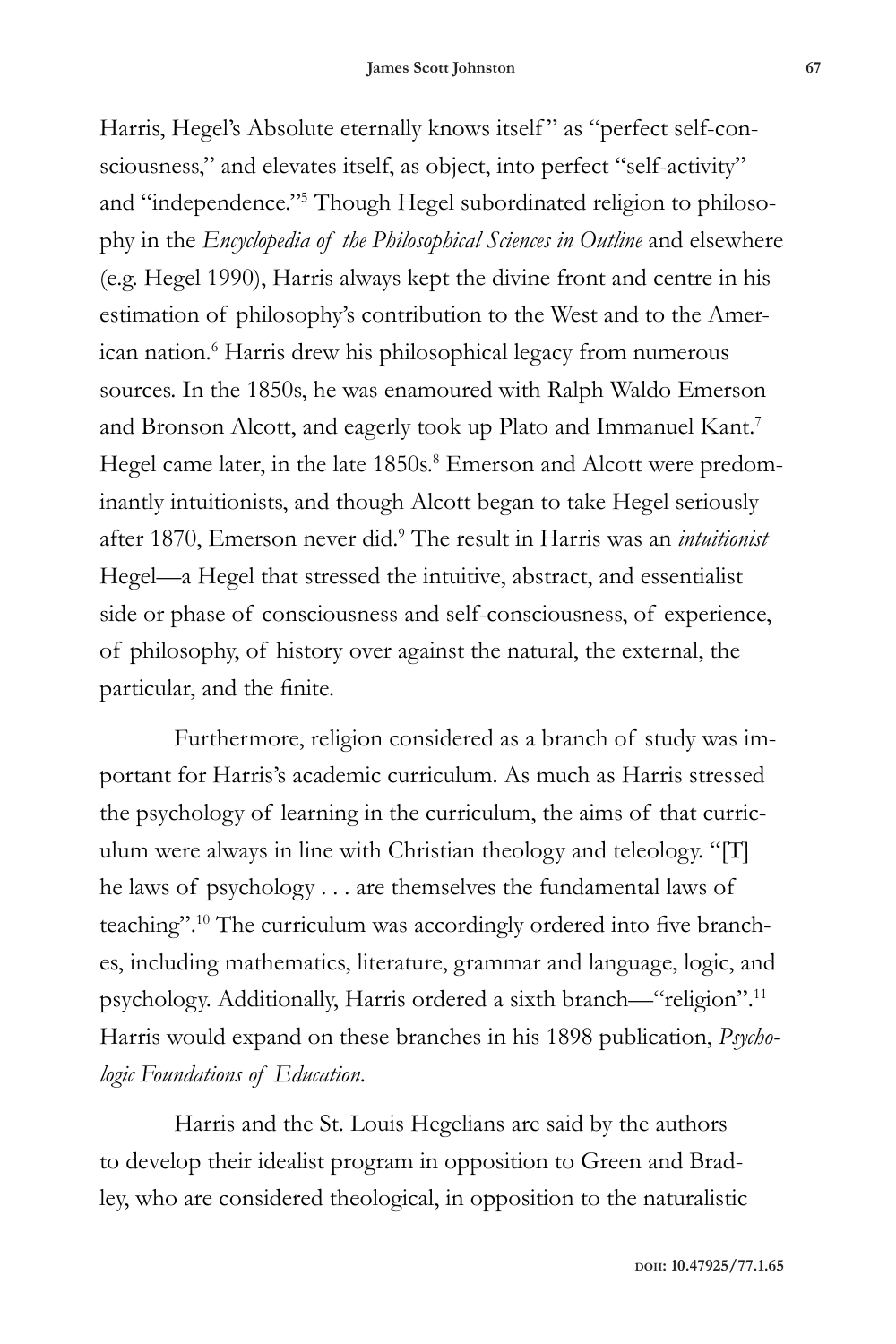Harris, Hegel's Absolute eternally knows itself" as "perfect self-consciousness," and elevates itself, as object, into perfect "self-activity" and "independence."[5] Though Hegel subordinated religion to philosophy in the *Encyclopedia of the Philosophical Sciences in Outline* and elsewhere (e.g. Hegel 1990), Harris always kept the divine front and centre in his estimation of philosophy's contribution to the West and to the American nation.[6] Harris drew his philosophical legacy from numerous sources. In the 1850s, he was enamoured with Ralph Waldo Emerson and Bronson Alcott, and eagerly took up Plato and Immanuel Kant.[7] Hegel came later, in the late 1850s.[8] Emerson and Alcott were predominantly intuitionists, and though Alcott began to take Hegel seriously after 1870, Emerson never did.[9] The result in Harris was an *intuitionist* Hegel—a Hegel that stressed the intuitive, abstract, and essentialist side or phase of consciousness and self-consciousness, of experience, of philosophy, of history over against the natural, the external, the particular, and the finite.

Furthermore, religion considered as a branch of study was important for Harris's academic curriculum. As much as Harris stressed the psychology of learning in the curriculum, the aims of that curriculum were always in line with Christian theology and teleology. "[T]he laws of psychology . . . are themselves the fundamental laws of teaching".[10] The curriculum was accordingly ordered into five branches, including mathematics, literature, grammar and language, logic, and psychology. Additionally, Harris ordered a sixth branch—"religion".[11] Harris would expand on these branches in his 1898 publication, *Psychologic Foundations of Education*.

Harris and the St. Louis Hegelians are said by the authors to develop their idealist program in opposition to Green and Bradley, who are considered theological, in opposition to the naturalistic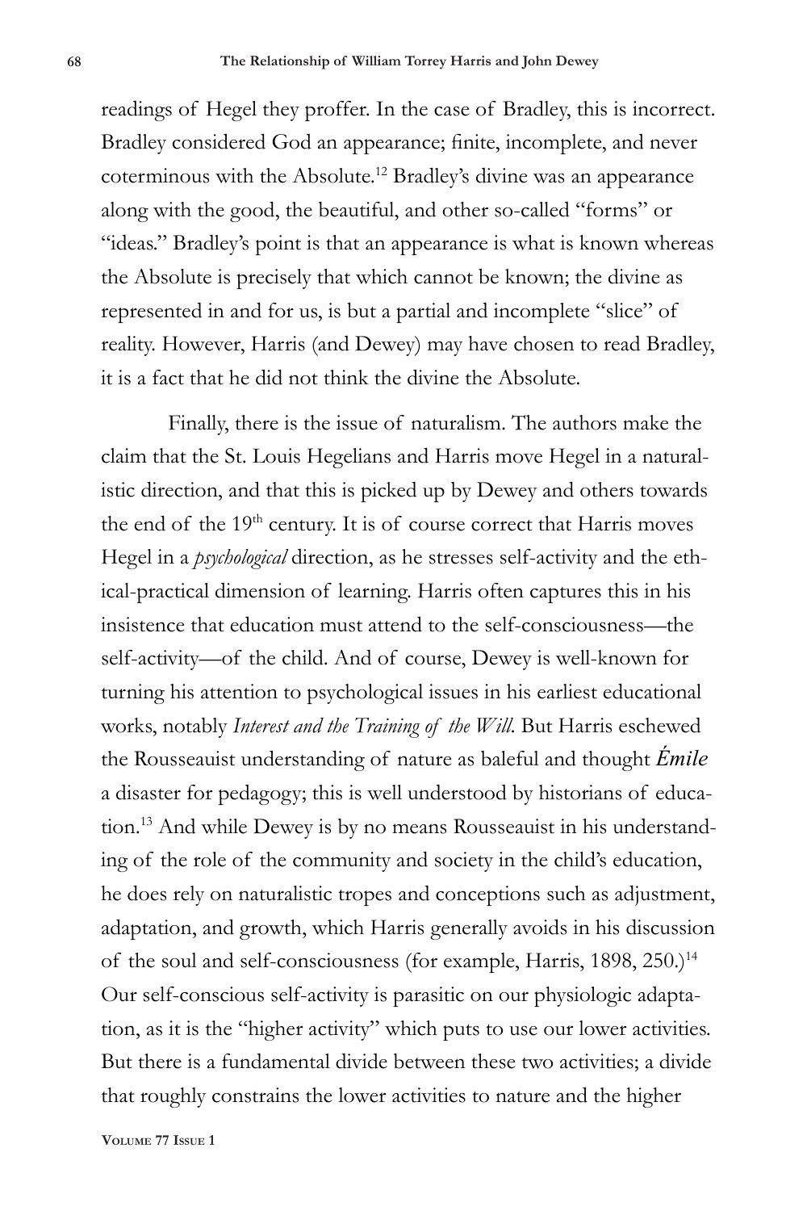readings of Hegel they proffer. In the case of Bradley, this is incorrect. Bradley considered God an appearance; finite, incomplete, and never coterminous with the Absolute.[12] Bradley's divine was an appearance along with the good, the beautiful, and other so-called "forms" or "ideas." Bradley's point is that an appearance is what is known whereas the Absolute is precisely that which cannot be known; the divine as represented in and for us, is but a partial and incomplete "slice" of reality. However, Harris (and Dewey) may have chosen to read Bradley, it is a fact that he did not think the divine the Absolute.

Finally, there is the issue of naturalism. The authors make the claim that the St. Louis Hegelians and Harris move Hegel in a naturalistic direction, and that this is picked up by Dewey and others towards the end of the 19th century. It is of course correct that Harris moves Hegel in a *psychological* direction, as he stresses self-activity and the ethical-practical dimension of learning. Harris often captures this in his insistence that education must attend to the self-consciousness—the self-activity—of the child. And of course, Dewey is well-known for turning his attention to psychological issues in his earliest educational works, notably *Interest and the Training of the Will*. But Harris eschewed the Rousseauist understanding of nature as baleful and thought ***Émile*** a disaster for pedagogy; this is well understood by historians of education.[13] And while Dewey is by no means Rousseauist in his understanding of the role of the community and society in the child's education, he does rely on naturalistic tropes and conceptions such as adjustment, adaptation, and growth, which Harris generally avoids in his discussion of the soul and self-consciousness (for example, Harris, 1898, 250.)[14] Our self-conscious self-activity is parasitic on our physiologic adaptation, as it is the "higher activity" which puts to use our lower activities. But there is a fundamental divide between these two activities; a divide that roughly constrains the lower activities to nature and the higher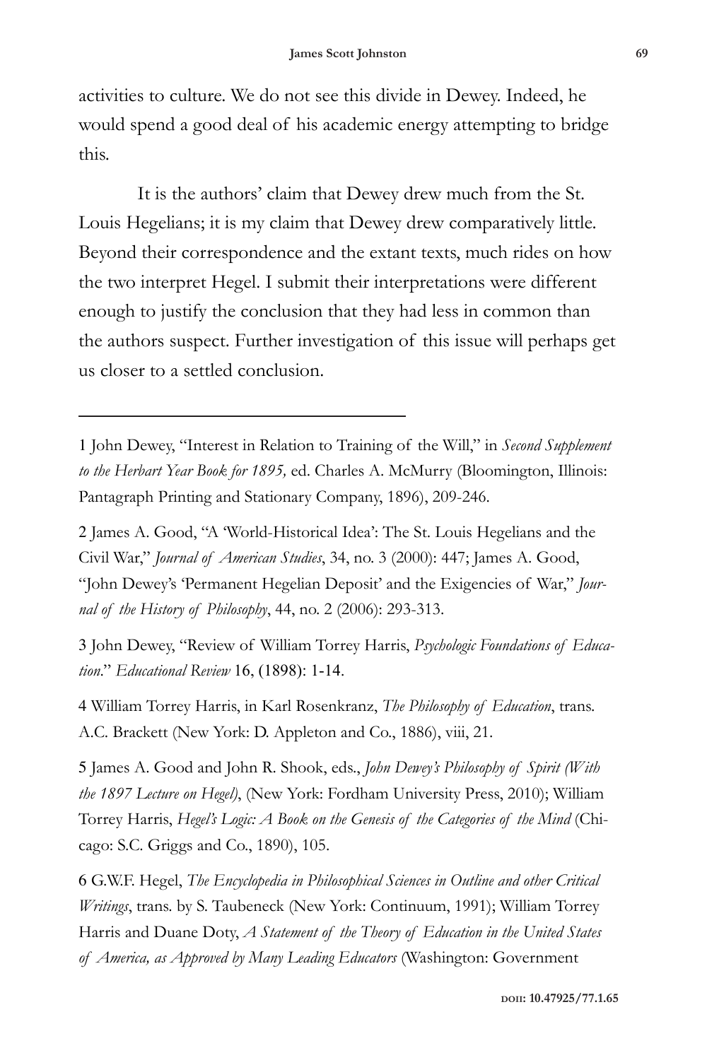activities to culture. We do not see this divide in Dewey. Indeed, he would spend a good deal of his academic energy attempting to bridge this.

It is the authors' claim that Dewey drew much from the St. Louis Hegelians; it is my claim that Dewey drew comparatively little. Beyond their correspondence and the extant texts, much rides on how the two interpret Hegel. I submit their interpretations were different enough to justify the conclusion that they had less in common than the authors suspect. Further investigation of this issue will perhaps get us closer to a settled conclusion.

---

1 John Dewey, "Interest in Relation to Training of the Will," in *Second Supplement to the Herbart Year Book for 1895,* ed. Charles A. McMurry (Bloomington, Illinois: Pantagraph Printing and Stationary Company, 1896), 209-246.

2 James A. Good, "A 'World-Historical Idea': The St. Louis Hegelians and the Civil War," *Journal of American Studies*, 34, no. 3 (2000): 447; James A. Good, "John Dewey's 'Permanent Hegelian Deposit' and the Exigencies of War," *Journal of the History of Philosophy*, 44, no. 2 (2006): 293-313.

3 John Dewey, "Review of William Torrey Harris, *Psychologic Foundations of Education*." *Educational Review* 16, (1898): 1-14.

4 William Torrey Harris, in Karl Rosenkranz, *The Philosophy of Education*, trans. A.C. Brackett (New York: D. Appleton and Co., 1886), viii, 21.

5 James A. Good and John R. Shook, eds., *John Dewey's Philosophy of Spirit (With the 1897 Lecture on Hegel)*, (New York: Fordham University Press, 2010); William Torrey Harris, *Hegel's Logic: A Book on the Genesis of the Categories of the Mind* (Chicago: S.C. Griggs and Co., 1890), 105.

6 G.W.F. Hegel, *The Encyclopedia in Philosophical Sciences in Outline and other Critical Writings*, trans. by S. Taubeneck (New York: Continuum, 1991); William Torrey Harris and Duane Doty, *A Statement of the Theory of Education in the United States of America, as Approved by Many Leading Educators* (Washington: Government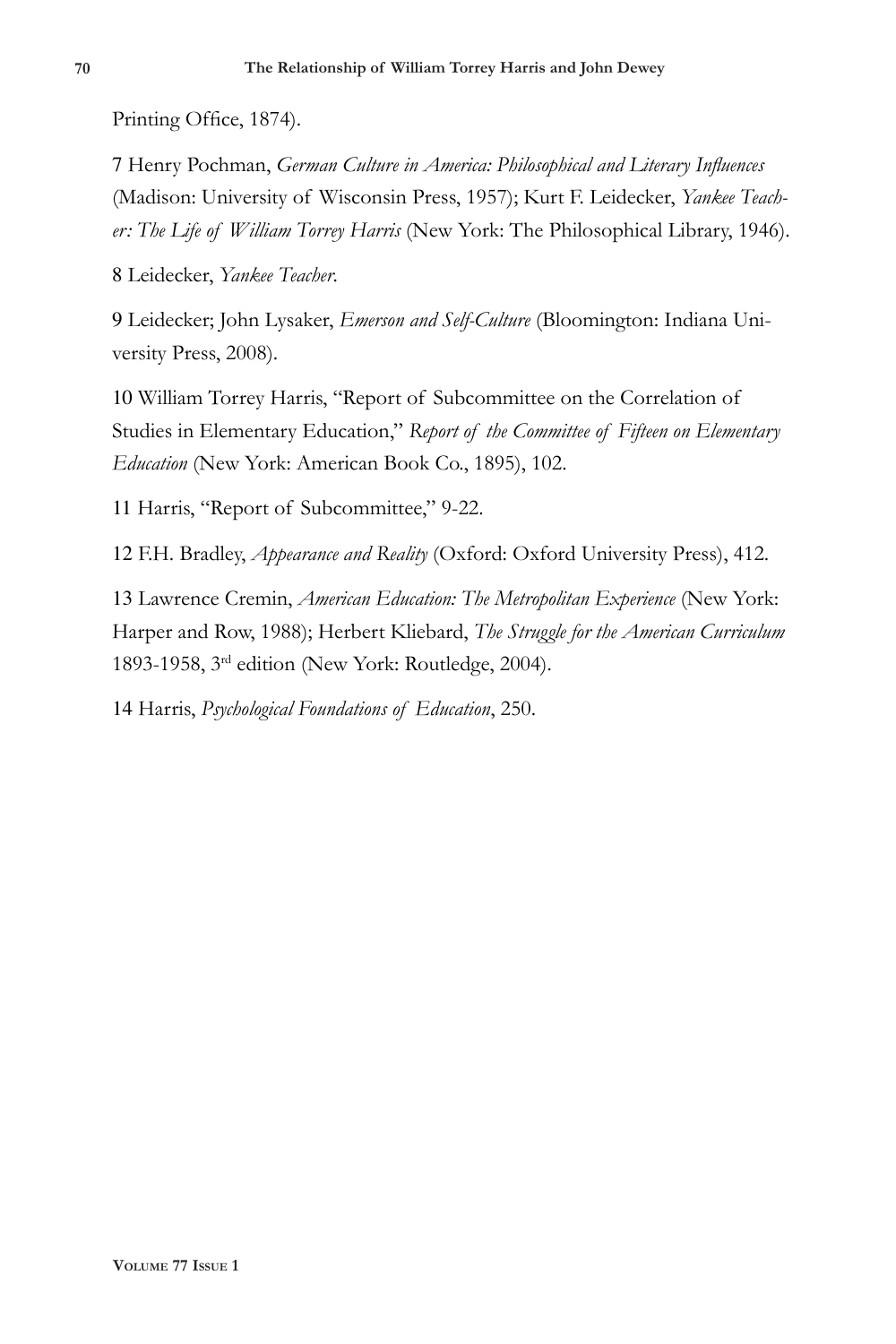Printing Office, 1874).

7 Henry Pochman, *German Culture in America: Philosophical and Literary Influences* (Madison: University of Wisconsin Press, 1957); Kurt F. Leidecker, *Yankee Teacher: The Life of William Torrey Harris* (New York: The Philosophical Library, 1946).

8 Leidecker, *Yankee Teacher*.

9 Leidecker; John Lysaker, *Emerson and Self-Culture* (Bloomington: Indiana University Press, 2008).

10 William Torrey Harris, "Report of Subcommittee on the Correlation of Studies in Elementary Education," *Report of the Committee of Fifteen on Elementary Education* (New York: American Book Co., 1895), 102.

11 Harris, "Report of Subcommittee," 9-22.

12 F.H. Bradley, *Appearance and Reality* (Oxford: Oxford University Press), 412.

13 Lawrence Cremin, *American Education: The Metropolitan Experience* (New York: Harper and Row, 1988); Herbert Kliebard, *The Struggle for the American Curriculum* 1893-1958, 3rd edition (New York: Routledge, 2004).

14 Harris, *Psychological Foundations of Education*, 250.